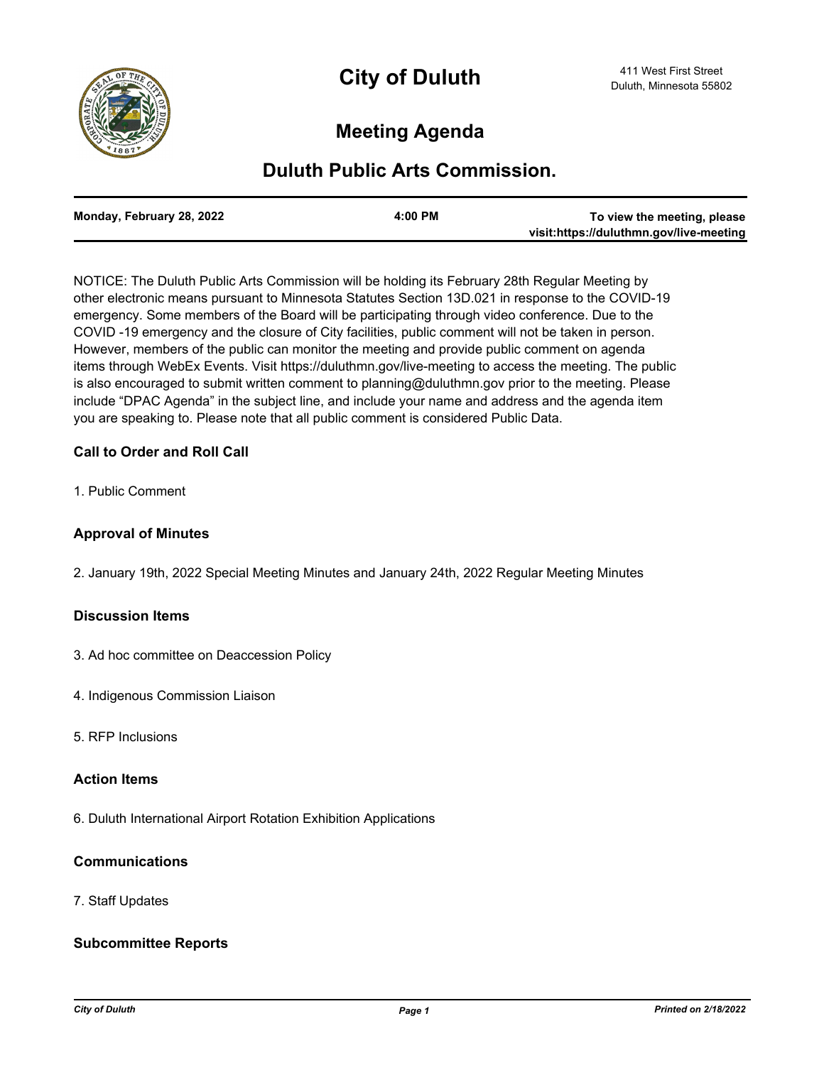# City of Duluth

411 West First Street
Duluth, Minnesota 55802

## Meeting Agenda

## Duluth Public Arts Commission.

| Monday, February 28, 2022 | 4:00 PM | To view the meeting, please visit:https://duluthmn.gov/live-meeting |
|---|---|---|

NOTICE: The Duluth Public Arts Commission will be holding its February 28th Regular Meeting by other electronic means pursuant to Minnesota Statutes Section 13D.021 in response to the COVID-19 emergency. Some members of the Board will be participating through video conference. Due to the COVID -19 emergency and the closure of City facilities, public comment will not be taken in person. However, members of the public can monitor the meeting and provide public comment on agenda items through WebEx Events. Visit https://duluthmn.gov/live-meeting to access the meeting. The public is also encouraged to submit written comment to planning@duluthmn.gov prior to the meeting. Please include "DPAC Agenda" in the subject line, and include your name and address and the agenda item you are speaking to. Please note that all public comment is considered Public Data.

### Call to Order and Roll Call

1. Public Comment

### Approval of Minutes

2. January 19th, 2022 Special Meeting Minutes and January 24th, 2022 Regular Meeting Minutes

### Discussion Items

3. Ad hoc committee on Deaccession Policy

4. Indigenous Commission Liaison

5. RFP Inclusions

### Action Items

6. Duluth International Airport Rotation Exhibition Applications

### Communications

7. Staff Updates

### Subcommittee Reports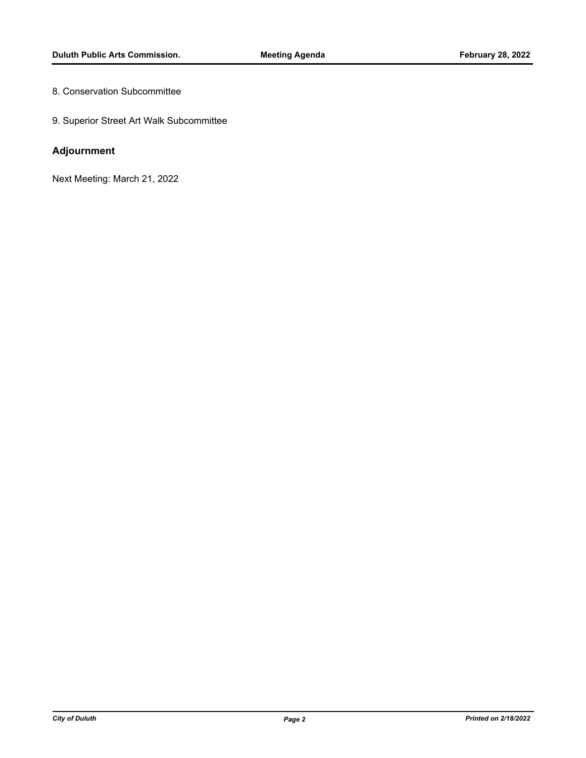8. Conservation Subcommittee

9. Superior Street Art Walk Subcommittee

## Adjournment

Next Meeting: March 21, 2022